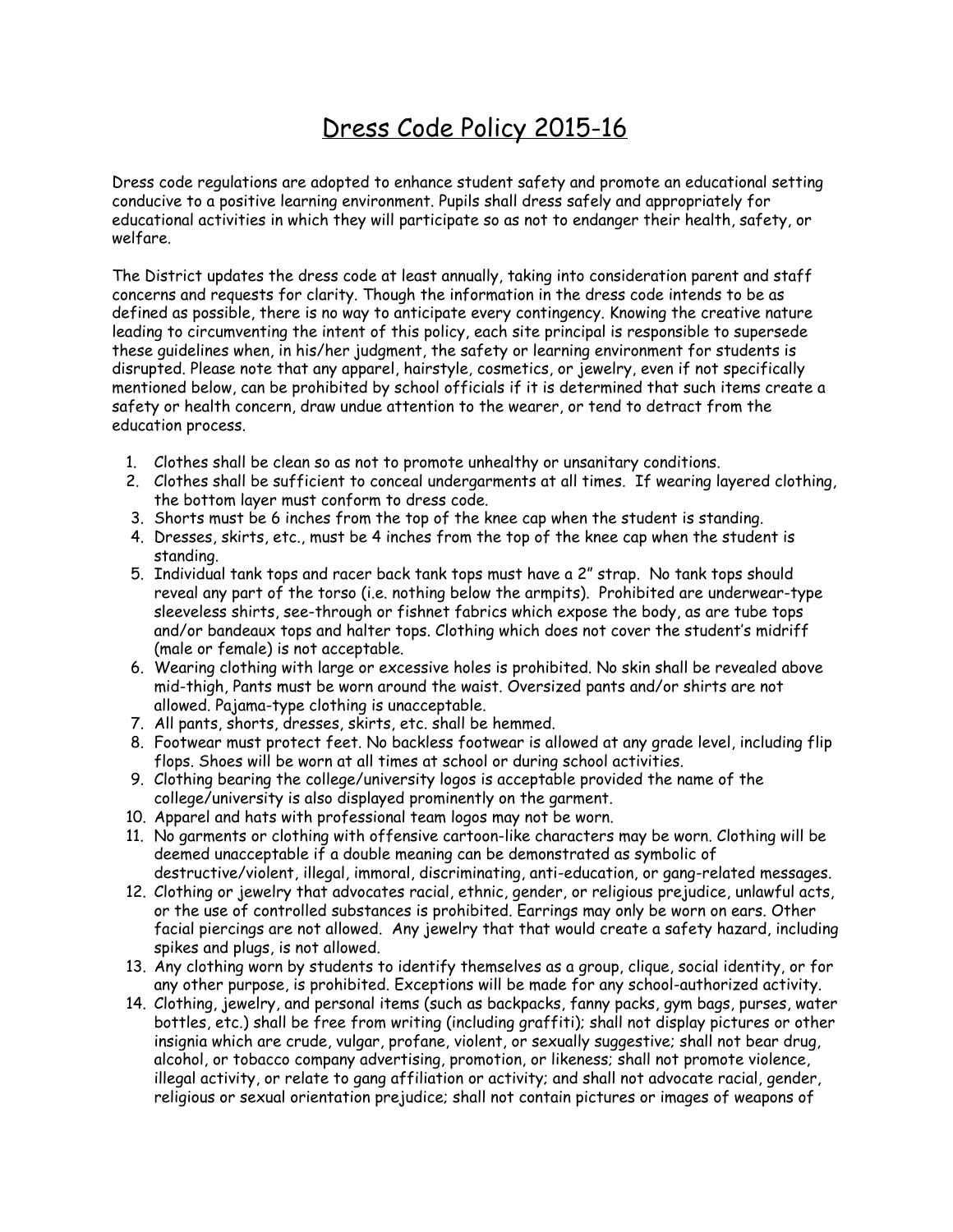# Dress Code Policy 2015-16

Dress code regulations are adopted to enhance student safety and promote an educational setting conducive to a positive learning environment. Pupils shall dress safely and appropriately for educational activities in which they will participate so as not to endanger their health, safety, or welfare.

The District updates the dress code at least annually, taking into consideration parent and staff concerns and requests for clarity. Though the information in the dress code intends to be as defined as possible, there is no way to anticipate every contingency. Knowing the creative nature leading to circumventing the intent of this policy, each site principal is responsible to supersede these guidelines when, in his/her judgment, the safety or learning environment for students is disrupted. Please note that any apparel, hairstyle, cosmetics, or jewelry, even if not specifically mentioned below, can be prohibited by school officials if it is determined that such items create a safety or health concern, draw undue attention to the wearer, or tend to detract from the education process.

1. Clothes shall be clean so as not to promote unhealthy or unsanitary conditions.
2. Clothes shall be sufficient to conceal undergarments at all times. If wearing layered clothing, the bottom layer must conform to dress code.
3. Shorts must be 6 inches from the top of the knee cap when the student is standing.
4. Dresses, skirts, etc., must be 4 inches from the top of the knee cap when the student is standing.
5. Individual tank tops and racer back tank tops must have a 2" strap. No tank tops should reveal any part of the torso (i.e. nothing below the armpits). Prohibited are underwear-type sleeveless shirts, see-through or fishnet fabrics which expose the body, as are tube tops and/or bandeaux tops and halter tops. Clothing which does not cover the student's midriff (male or female) is not acceptable.
6. Wearing clothing with large or excessive holes is prohibited. No skin shall be revealed above mid-thigh, Pants must be worn around the waist. Oversized pants and/or shirts are not allowed. Pajama-type clothing is unacceptable.
7. All pants, shorts, dresses, skirts, etc. shall be hemmed.
8. Footwear must protect feet. No backless footwear is allowed at any grade level, including flip flops. Shoes will be worn at all times at school or during school activities.
9. Clothing bearing the college/university logos is acceptable provided the name of the college/university is also displayed prominently on the garment.
10. Apparel and hats with professional team logos may not be worn.
11. No garments or clothing with offensive cartoon-like characters may be worn. Clothing will be deemed unacceptable if a double meaning can be demonstrated as symbolic of destructive/violent, illegal, immoral, discriminating, anti-education, or gang-related messages.
12. Clothing or jewelry that advocates racial, ethnic, gender, or religious prejudice, unlawful acts, or the use of controlled substances is prohibited. Earrings may only be worn on ears. Other facial piercings are not allowed. Any jewelry that that would create a safety hazard, including spikes and plugs, is not allowed.
13. Any clothing worn by students to identify themselves as a group, clique, social identity, or for any other purpose, is prohibited. Exceptions will be made for any school-authorized activity.
14. Clothing, jewelry, and personal items (such as backpacks, fanny packs, gym bags, purses, water bottles, etc.) shall be free from writing (including graffiti); shall not display pictures or other insignia which are crude, vulgar, profane, violent, or sexually suggestive; shall not bear drug, alcohol, or tobacco company advertising, promotion, or likeness; shall not promote violence, illegal activity, or relate to gang affiliation or activity; and shall not advocate racial, gender, religious or sexual orientation prejudice; shall not contain pictures or images of weapons of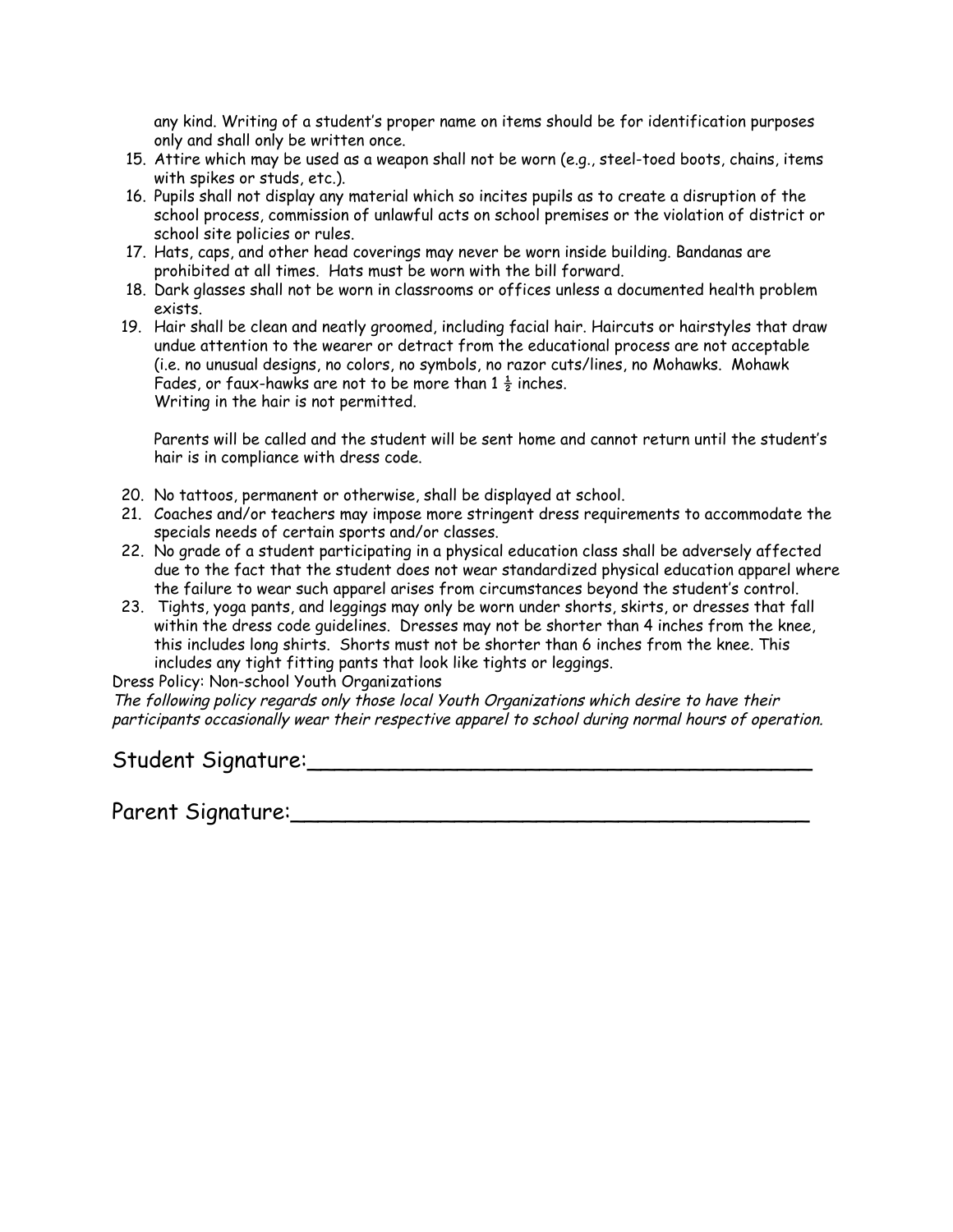any kind. Writing of a student's proper name on items should be for identification purposes only and shall only be written once.

15. Attire which may be used as a weapon shall not be worn (e.g., steel-toed boots, chains, items with spikes or studs, etc.).
16. Pupils shall not display any material which so incites pupils as to create a disruption of the school process, commission of unlawful acts on school premises or the violation of district or school site policies or rules.
17. Hats, caps, and other head coverings may never be worn inside building. Bandanas are prohibited at all times. Hats must be worn with the bill forward.
18. Dark glasses shall not be worn in classrooms or offices unless a documented health problem exists.
19. Hair shall be clean and neatly groomed, including facial hair. Haircuts or hairstyles that draw undue attention to the wearer or detract from the educational process are not acceptable (i.e. no unusual designs, no colors, no symbols, no razor cuts/lines, no Mohawks. Mohawk Fades, or faux-hawks are not to be more than 1 ½ inches.
    Writing in the hair is not permitted.

    Parents will be called and the student will be sent home and cannot return until the student's hair is in compliance with dress code.

20. No tattoos, permanent or otherwise, shall be displayed at school.
21. Coaches and/or teachers may impose more stringent dress requirements to accommodate the specials needs of certain sports and/or classes.
22. No grade of a student participating in a physical education class shall be adversely affected due to the fact that the student does not wear standardized physical education apparel where the failure to wear such apparel arises from circumstances beyond the student's control.
23. Tights, yoga pants, and leggings may only be worn under shorts, skirts, or dresses that fall within the dress code guidelines. Dresses may not be shorter than 4 inches from the knee, this includes long shirts. Shorts must not be shorter than 6 inches from the knee. This includes any tight fitting pants that look like tights or leggings.

Dress Policy: Non-school Youth Organizations

*The following policy regards only those local Youth Organizations which desire to have their participants occasionally wear their respective apparel to school during normal hours of operation.*

Student Signature:______________________________________

Parent Signature:_______________________________________